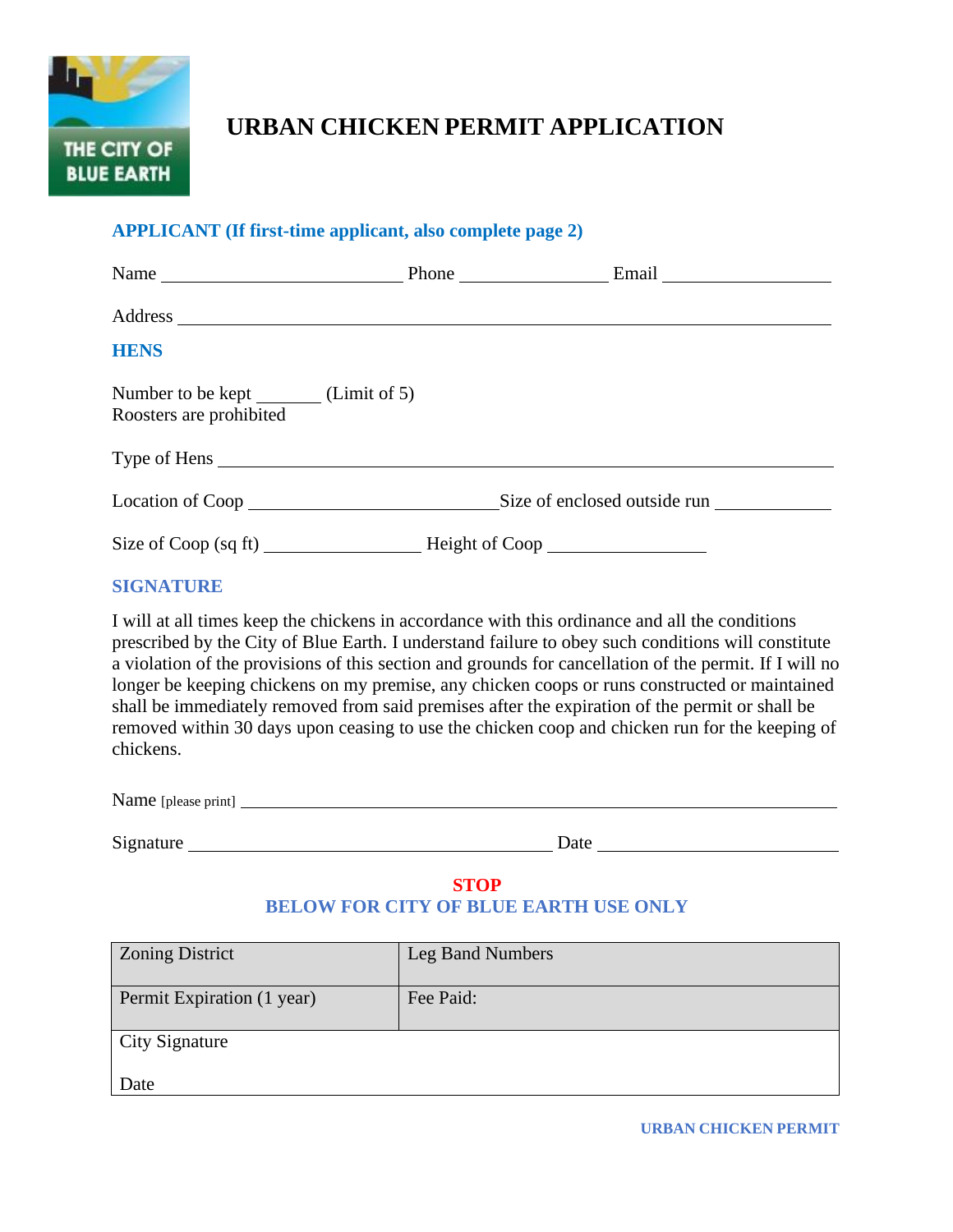# URBAN CHICKEN PERMIT APPLICATION

THE CITY OF BLUE EARTH

## APPLICANT (If first-time applicant, also complete page 2)

Name ______________________ Phone ______________ Email ________________

Address ______________________________________________________________

## HENS

Number to be kept ______ (Limit of 5)
Roosters are prohibited

Type of Hens ______________________________________________________________

Location of Coop ______________________ Size of enclosed outside run ___________

Size of Coop (sq ft) _______________ Height of Coop _______________

## SIGNATURE

I will at all times keep the chickens in accordance with this ordinance and all the conditions prescribed by the City of Blue Earth. I understand failure to obey such conditions will constitute a violation of the provisions of this section and grounds for cancellation of the permit. If I will no longer be keeping chickens on my premise, any chicken coops or runs constructed or maintained shall be immediately removed from said premises after the expiration of the permit or shall be removed within 30 days upon ceasing to use the chicken coop and chicken run for the keeping of chickens.

Name [please print] ______________________________________________________

Signature ___________________________________ Date ______________________

**STOP**

**BELOW FOR CITY OF BLUE EARTH USE ONLY**

| Zoning District | Leg Band Numbers |
|---|---|
| Permit Expiration (1 year) | Fee Paid: |
| City Signature<br><br>Date | |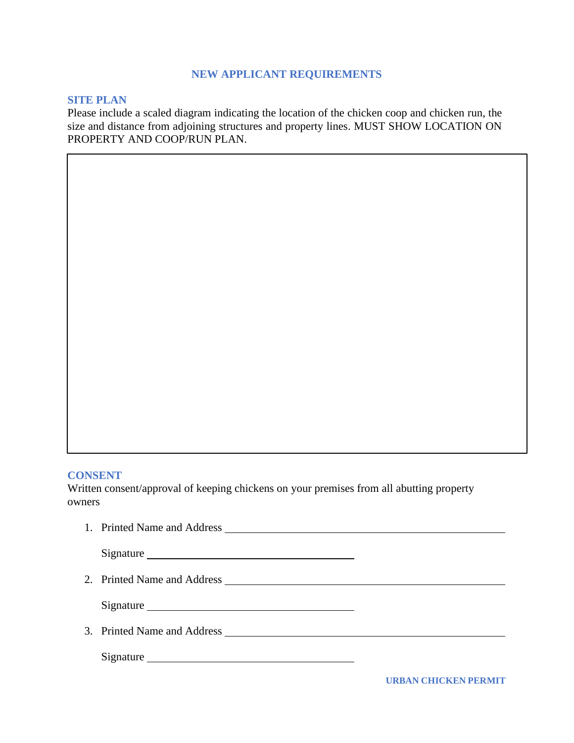## NEW APPLICANT REQUIREMENTS

### SITE PLAN

Please include a scaled diagram indicating the location of the chicken coop and chicken run, the size and distance from adjoining structures and property lines. MUST SHOW LOCATION ON PROPERTY AND COOP/RUN PLAN.

### CONSENT

Written consent/approval of keeping chickens on your premises from all abutting property owners

1. Printed Name and Address ______________________________________________

   Signature ______________________________

2. Printed Name and Address ______________________________________________

   Signature ______________________________

3. Printed Name and Address ______________________________________________

   Signature ______________________________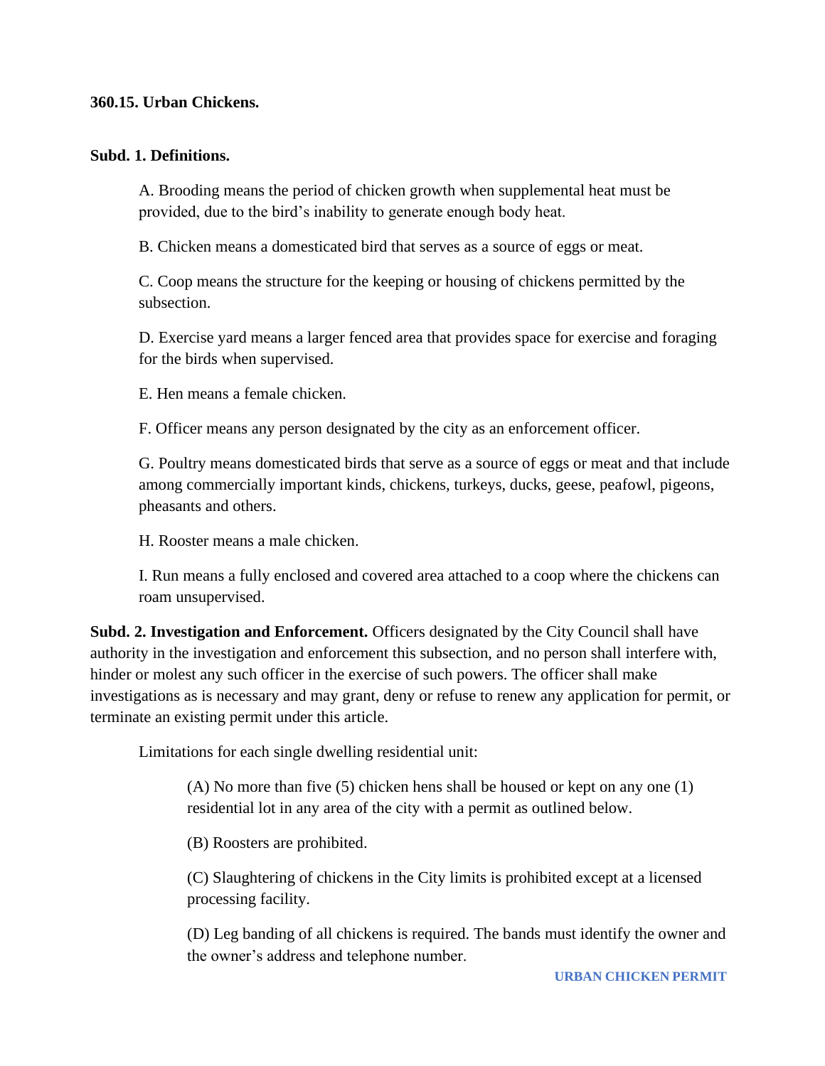**360.15. Urban Chickens.**

**Subd. 1. Definitions.**

A. Brooding means the period of chicken growth when supplemental heat must be provided, due to the bird's inability to generate enough body heat.

B. Chicken means a domesticated bird that serves as a source of eggs or meat.

C. Coop means the structure for the keeping or housing of chickens permitted by the subsection.

D. Exercise yard means a larger fenced area that provides space for exercise and foraging for the birds when supervised.

E. Hen means a female chicken.

F. Officer means any person designated by the city as an enforcement officer.

G. Poultry means domesticated birds that serve as a source of eggs or meat and that include among commercially important kinds, chickens, turkeys, ducks, geese, peafowl, pigeons, pheasants and others.

H. Rooster means a male chicken.

I. Run means a fully enclosed and covered area attached to a coop where the chickens can roam unsupervised.

**Subd. 2. Investigation and Enforcement.** Officers designated by the City Council shall have authority in the investigation and enforcement this subsection, and no person shall interfere with, hinder or molest any such officer in the exercise of such powers. The officer shall make investigations as is necessary and may grant, deny or refuse to renew any application for permit, or terminate an existing permit under this article.

Limitations for each single dwelling residential unit:

(A) No more than five (5) chicken hens shall be housed or kept on any one (1) residential lot in any area of the city with a permit as outlined below.

(B) Roosters are prohibited.

(C) Slaughtering of chickens in the City limits is prohibited except at a licensed processing facility.

(D) Leg banding of all chickens is required. The bands must identify the owner and the owner's address and telephone number.

URBAN CHICKEN PERMIT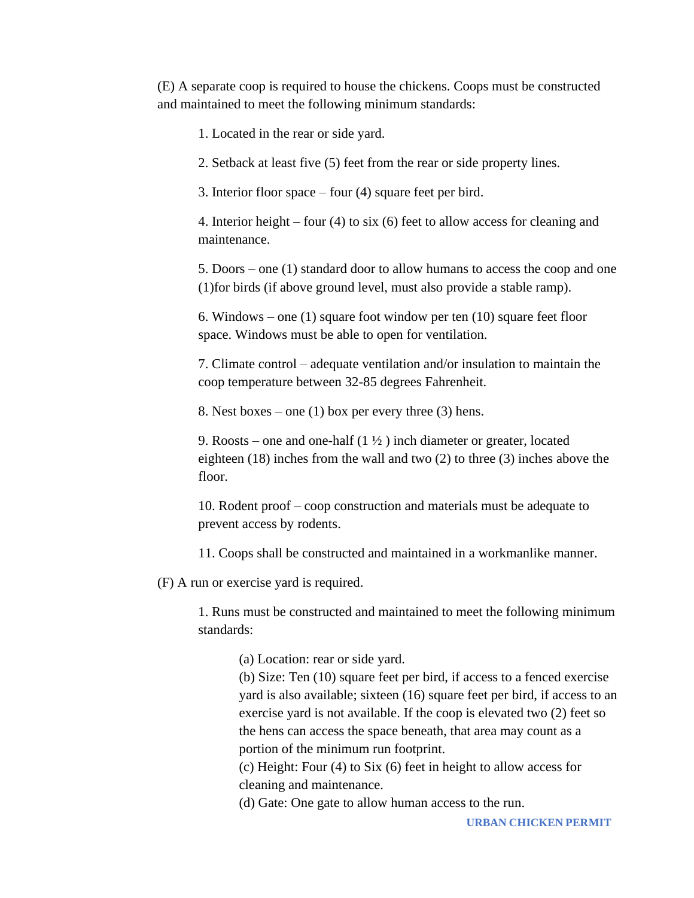(E) A separate coop is required to house the chickens. Coops must be constructed and maintained to meet the following minimum standards:

1. Located in the rear or side yard.

2. Setback at least five (5) feet from the rear or side property lines.

3. Interior floor space – four (4) square feet per bird.

4. Interior height – four (4) to six (6) feet to allow access for cleaning and maintenance.

5. Doors – one (1) standard door to allow humans to access the coop and one (1)for birds (if above ground level, must also provide a stable ramp).

6. Windows – one (1) square foot window per ten (10) square feet floor space. Windows must be able to open for ventilation.

7. Climate control – adequate ventilation and/or insulation to maintain the coop temperature between 32-85 degrees Fahrenheit.

8. Nest boxes – one (1) box per every three (3) hens.

9. Roosts – one and one-half (1 ½ ) inch diameter or greater, located eighteen (18) inches from the wall and two (2) to three (3) inches above the floor.

10. Rodent proof – coop construction and materials must be adequate to prevent access by rodents.

11. Coops shall be constructed and maintained in a workmanlike manner.

(F) A run or exercise yard is required.

1. Runs must be constructed and maintained to meet the following minimum standards:

   (a) Location: rear or side yard.
   (b) Size: Ten (10) square feet per bird, if access to a fenced exercise yard is also available; sixteen (16) square feet per bird, if access to an exercise yard is not available. If the coop is elevated two (2) feet so the hens can access the space beneath, that area may count as a portion of the minimum run footprint.
   (c) Height: Four (4) to Six (6) feet in height to allow access for cleaning and maintenance.
   (d) Gate: One gate to allow human access to the run.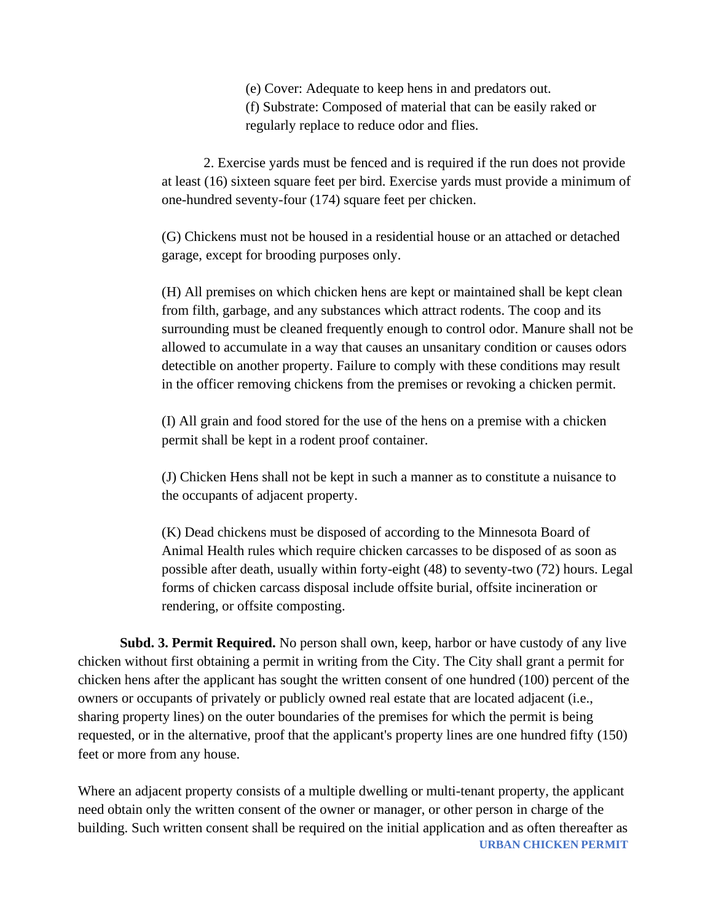(e) Cover: Adequate to keep hens in and predators out.
(f) Substrate: Composed of material that can be easily raked or regularly replace to reduce odor and flies.

2. Exercise yards must be fenced and is required if the run does not provide at least (16) sixteen square feet per bird. Exercise yards must provide a minimum of one-hundred seventy-four (174) square feet per chicken.

(G) Chickens must not be housed in a residential house or an attached or detached garage, except for brooding purposes only.

(H) All premises on which chicken hens are kept or maintained shall be kept clean from filth, garbage, and any substances which attract rodents. The coop and its surrounding must be cleaned frequently enough to control odor. Manure shall not be allowed to accumulate in a way that causes an unsanitary condition or causes odors detectible on another property. Failure to comply with these conditions may result in the officer removing chickens from the premises or revoking a chicken permit.

(I) All grain and food stored for the use of the hens on a premise with a chicken permit shall be kept in a rodent proof container.

(J) Chicken Hens shall not be kept in such a manner as to constitute a nuisance to the occupants of adjacent property.

(K) Dead chickens must be disposed of according to the Minnesota Board of Animal Health rules which require chicken carcasses to be disposed of as soon as possible after death, usually within forty-eight (48) to seventy-two (72) hours. Legal forms of chicken carcass disposal include offsite burial, offsite incineration or rendering, or offsite composting.

**Subd. 3. Permit Required.** No person shall own, keep, harbor or have custody of any live chicken without first obtaining a permit in writing from the City. The City shall grant a permit for chicken hens after the applicant has sought the written consent of one hundred (100) percent of the owners or occupants of privately or publicly owned real estate that are located adjacent (i.e., sharing property lines) on the outer boundaries of the premises for which the permit is being requested, or in the alternative, proof that the applicant's property lines are one hundred fifty (150) feet or more from any house.

Where an adjacent property consists of a multiple dwelling or multi-tenant property, the applicant need obtain only the written consent of the owner or manager, or other person in charge of the building. Such written consent shall be required on the initial application and as often thereafter as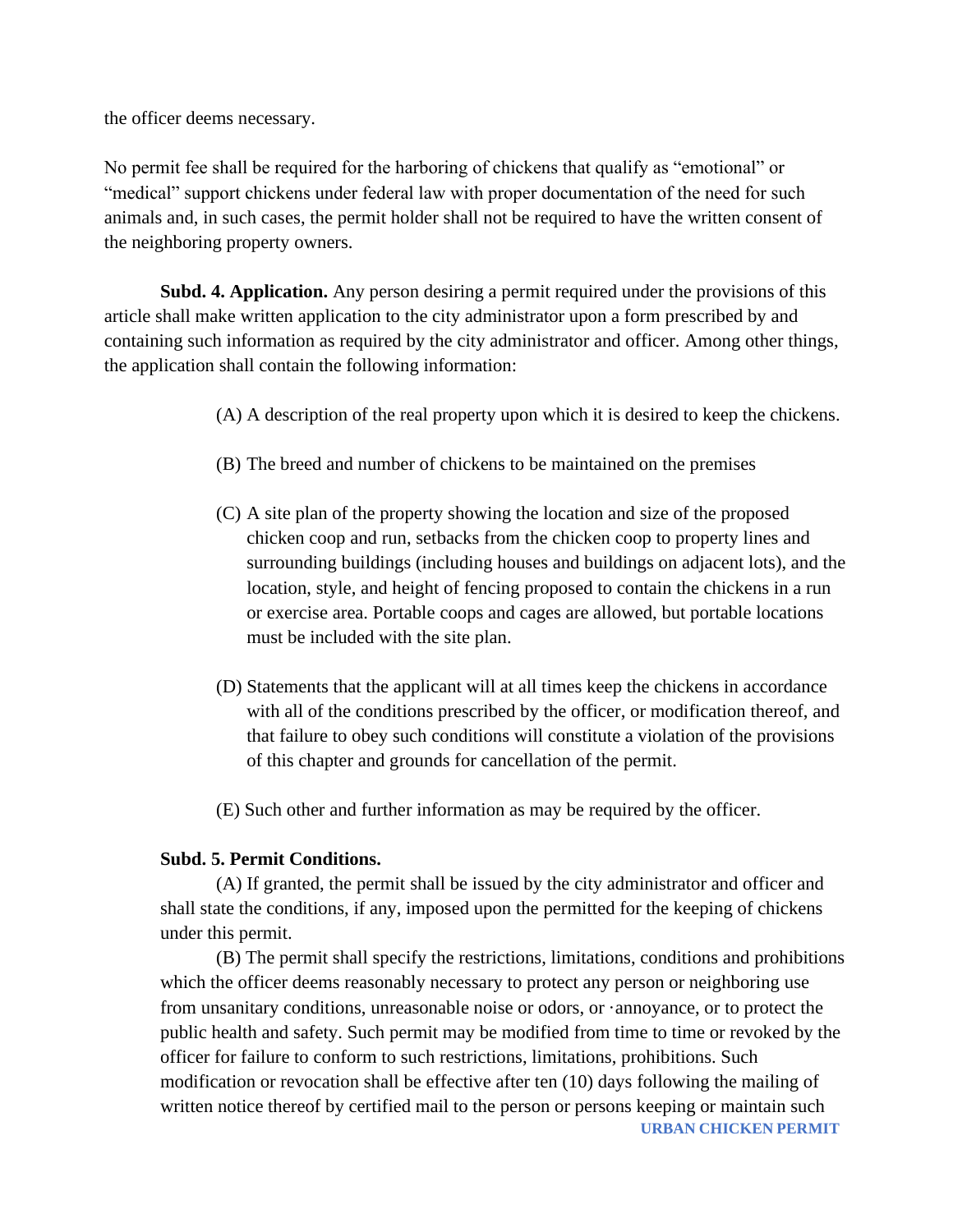the officer deems necessary.

No permit fee shall be required for the harboring of chickens that qualify as "emotional" or "medical" support chickens under federal law with proper documentation of the need for such animals and, in such cases, the permit holder shall not be required to have the written consent of the neighboring property owners.

**Subd. 4. Application.** Any person desiring a permit required under the provisions of this article shall make written application to the city administrator upon a form prescribed by and containing such information as required by the city administrator and officer. Among other things, the application shall contain the following information:

(A) A description of the real property upon which it is desired to keep the chickens.

(B) The breed and number of chickens to be maintained on the premises

(C) A site plan of the property showing the location and size of the proposed chicken coop and run, setbacks from the chicken coop to property lines and surrounding buildings (including houses and buildings on adjacent lots), and the location, style, and height of fencing proposed to contain the chickens in a run or exercise area. Portable coops and cages are allowed, but portable locations must be included with the site plan.

(D) Statements that the applicant will at all times keep the chickens in accordance with all of the conditions prescribed by the officer, or modification thereof, and that failure to obey such conditions will constitute a violation of the provisions of this chapter and grounds for cancellation of the permit.

(E) Such other and further information as may be required by the officer.

**Subd. 5. Permit Conditions.**

(A) If granted, the permit shall be issued by the city administrator and officer and shall state the conditions, if any, imposed upon the permitted for the keeping of chickens under this permit.

(B) The permit shall specify the restrictions, limitations, conditions and prohibitions which the officer deems reasonably necessary to protect any person or neighboring use from unsanitary conditions, unreasonable noise or odors, or ·annoyance, or to protect the public health and safety. Such permit may be modified from time to time or revoked by the officer for failure to conform to such restrictions, limitations, prohibitions. Such modification or revocation shall be effective after ten (10) days following the mailing of written notice thereof by certified mail to the person or persons keeping or maintain such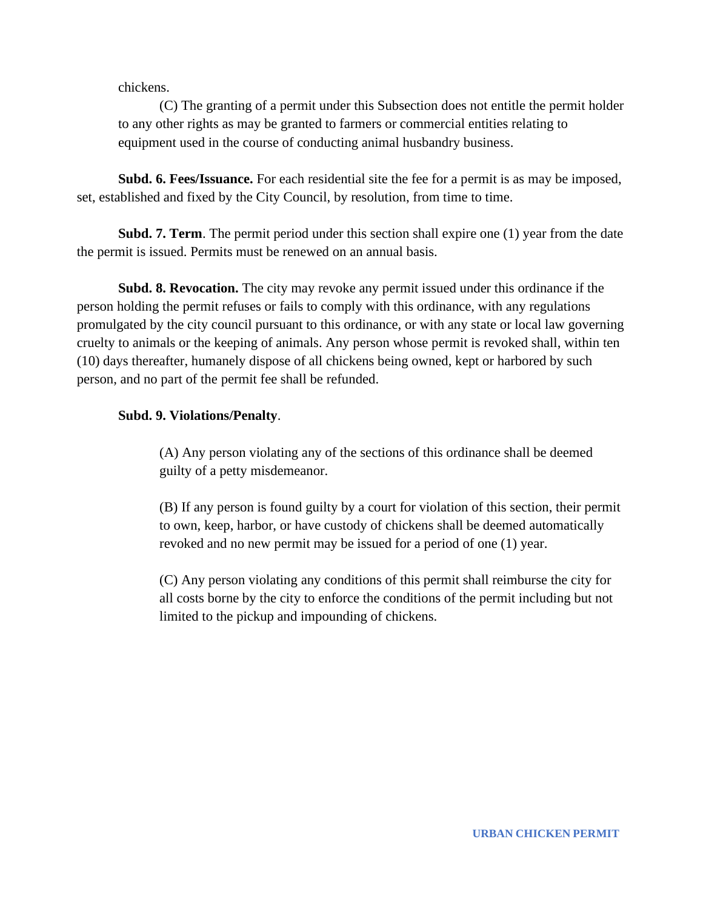chickens.

(C) The granting of a permit under this Subsection does not entitle the permit holder to any other rights as may be granted to farmers or commercial entities relating to equipment used in the course of conducting animal husbandry business.

**Subd. 6. Fees/Issuance.** For each residential site the fee for a permit is as may be imposed, set, established and fixed by the City Council, by resolution, from time to time.

**Subd. 7. Term**. The permit period under this section shall expire one (1) year from the date the permit is issued. Permits must be renewed on an annual basis.

**Subd. 8. Revocation.** The city may revoke any permit issued under this ordinance if the person holding the permit refuses or fails to comply with this ordinance, with any regulations promulgated by the city council pursuant to this ordinance, or with any state or local law governing cruelty to animals or the keeping of animals. Any person whose permit is revoked shall, within ten (10) days thereafter, humanely dispose of all chickens being owned, kept or harbored by such person, and no part of the permit fee shall be refunded.

**Subd. 9. Violations/Penalty**.

(A) Any person violating any of the sections of this ordinance shall be deemed guilty of a petty misdemeanor.

(B) If any person is found guilty by a court for violation of this section, their permit to own, keep, harbor, or have custody of chickens shall be deemed automatically revoked and no new permit may be issued for a period of one (1) year.

(C) Any person violating any conditions of this permit shall reimburse the city for all costs borne by the city to enforce the conditions of the permit including but not limited to the pickup and impounding of chickens.